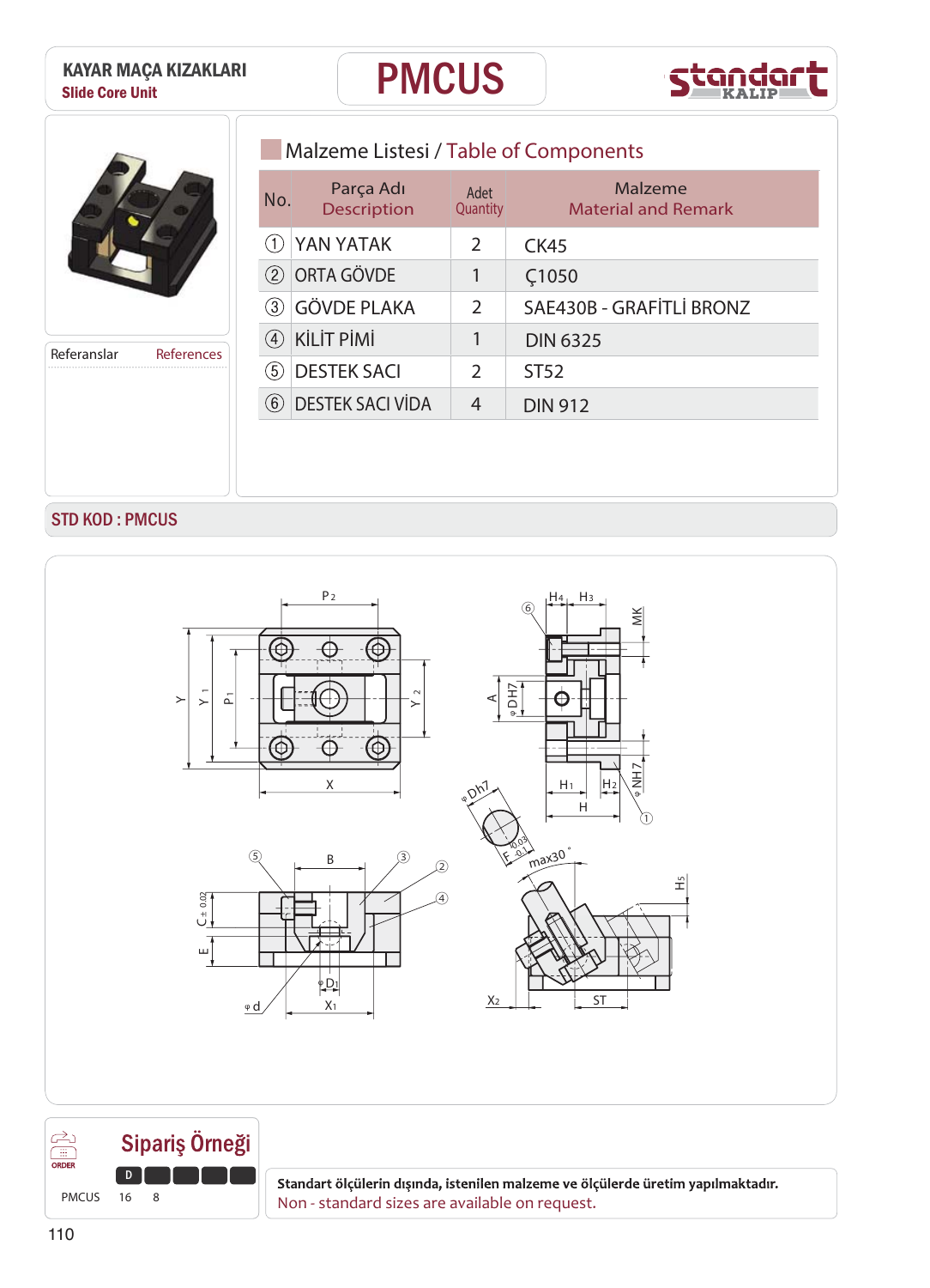# KAYAR MAÇA KIZAKLARI
## Slide Core Unit

# PMCUS

Referanslar References

## Malzeme Listesi / Table of Components

| No. | Parça Adı / Description | Adet / Quantity | Malzeme / Material and Remark |
|---|---|---|---|
| ① | YAN YATAK | 2 | CK45 |
| ② | ORTA GÖVDE | 1 | Ç1050 |
| ③ | GÖVDE PLAKA | 2 | SAE430B - GRAFİTLİ BRONZ |
| ④ | KİLİT PİMİ | 1 | DIN 6325 |
| ⑤ | DESTEK SACI | 2 | ST52 |
| ⑥ | DESTEK SACI VİDA | 4 | DIN 912 |

**STD KOD : PMCUS**

## Sipariş Örneği

ORDER

| | D | | | | |
|---|---|---|---|---|---|
| PMCUS | 16 | 8 | | | |

**Standart ölçülerin dışında, istenilen malzeme ve ölçülerde üretim yapılmaktadır.**
Non - standard sizes are available on request.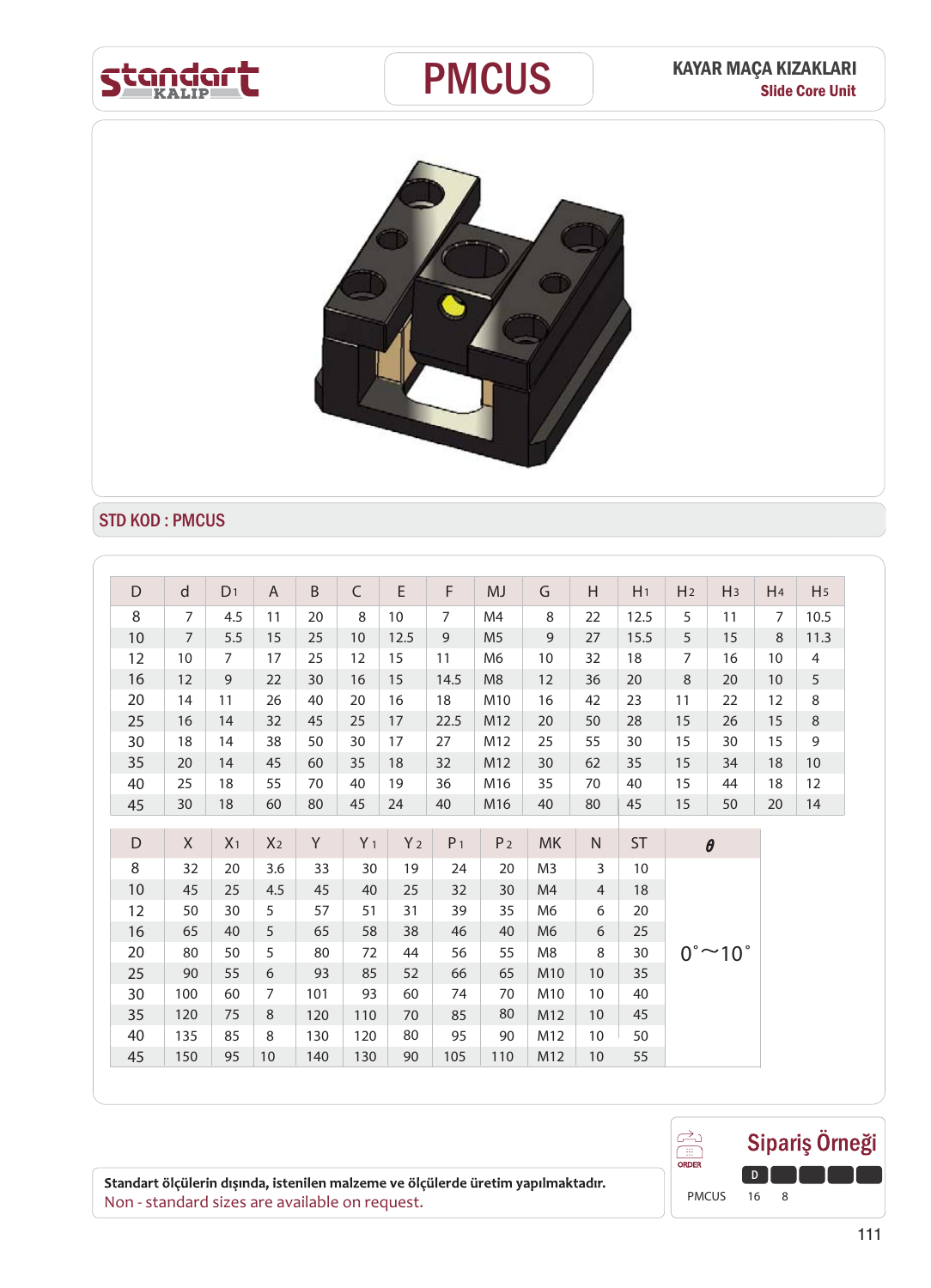# PMCUS

**KAYAR MAÇA KIZAKLARI**
**Slide Core Unit**

## STD KOD : PMCUS

| D | d | $D_1$ | A | B | C | E | F | MJ | G | H | $H_1$ | $H_2$ | $H_3$ | $H_4$ | $H_5$ |
|---|---|---|---|---|---|---|---|---|---|---|---|---|---|---|---|
| 8 | 7 | 4.5 | 11 | 20 | 8 | 10 | 7 | M4 | 8 | 22 | 12.5 | 5 | 11 | 7 | 10.5 |
| 10 | 7 | 5.5 | 15 | 25 | 10 | 12.5 | 9 | M5 | 9 | 27 | 15.5 | 5 | 15 | 8 | 11.3 |
| 12 | 10 | 7 | 17 | 25 | 12 | 15 | 11 | M6 | 10 | 32 | 18 | 7 | 16 | 10 | 4 |
| 16 | 12 | 9 | 22 | 30 | 16 | 15 | 14.5 | M8 | 12 | 36 | 20 | 8 | 20 | 10 | 5 |
| 20 | 14 | 11 | 26 | 40 | 20 | 16 | 18 | M10 | 16 | 42 | 23 | 11 | 22 | 12 | 8 |
| 25 | 16 | 14 | 32 | 45 | 25 | 17 | 22.5 | M12 | 20 | 50 | 28 | 15 | 26 | 15 | 8 |
| 30 | 18 | 14 | 38 | 50 | 30 | 17 | 27 | M12 | 25 | 55 | 30 | 15 | 30 | 15 | 9 |
| 35 | 20 | 14 | 45 | 60 | 35 | 18 | 32 | M12 | 30 | 62 | 35 | 15 | 34 | 18 | 10 |
| 40 | 25 | 18 | 55 | 70 | 40 | 19 | 36 | M16 | 35 | 70 | 40 | 15 | 44 | 18 | 12 |
| 45 | 30 | 18 | 60 | 80 | 45 | 24 | 40 | M16 | 40 | 80 | 45 | 15 | 50 | 20 | 14 |

| D | X | $X_1$ | $X_2$ | Y | $Y_1$ | $Y_2$ | $P_1$ | $P_2$ | MK | N | ST | $\theta$ |
|---|---|---|---|---|---|---|---|---|---|---|---|---|
| 8 | 32 | 20 | 3.6 | 33 | 30 | 19 | 24 | 20 | M3 | 3 | 10 | 0°~10° |
| 10 | 45 | 25 | 4.5 | 45 | 40 | 25 | 32 | 30 | M4 | 4 | 18 | |
| 12 | 50 | 30 | 5 | 57 | 51 | 31 | 39 | 35 | M6 | 6 | 20 | |
| 16 | 65 | 40 | 5 | 65 | 58 | 38 | 46 | 40 | M6 | 6 | 25 | |
| 20 | 80 | 50 | 5 | 80 | 72 | 44 | 56 | 55 | M8 | 8 | 30 | |
| 25 | 90 | 55 | 6 | 93 | 85 | 52 | 66 | 65 | M10 | 10 | 35 | |
| 30 | 100 | 60 | 7 | 101 | 93 | 60 | 74 | 70 | M10 | 10 | 40 | |
| 35 | 120 | 75 | 8 | 120 | 110 | 70 | 85 | 80 | M12 | 10 | 45 | |
| 40 | 135 | 85 | 8 | 130 | 120 | 80 | 95 | 90 | M12 | 10 | 50 | |
| 45 | 150 | 95 | 10 | 140 | 130 | 90 | 105 | 110 | M12 | 10 | 55 | |

**Standart ölçülerin dışında, istenilen malzeme ve ölçülerde üretim yapılmaktadır.**
Non - standard sizes are available on request.

**Sipariş Örneği**

ORDER

| | D | | | | |
|---|---|---|---|---|---|
| PMCUS | 16 | 8 | | | |